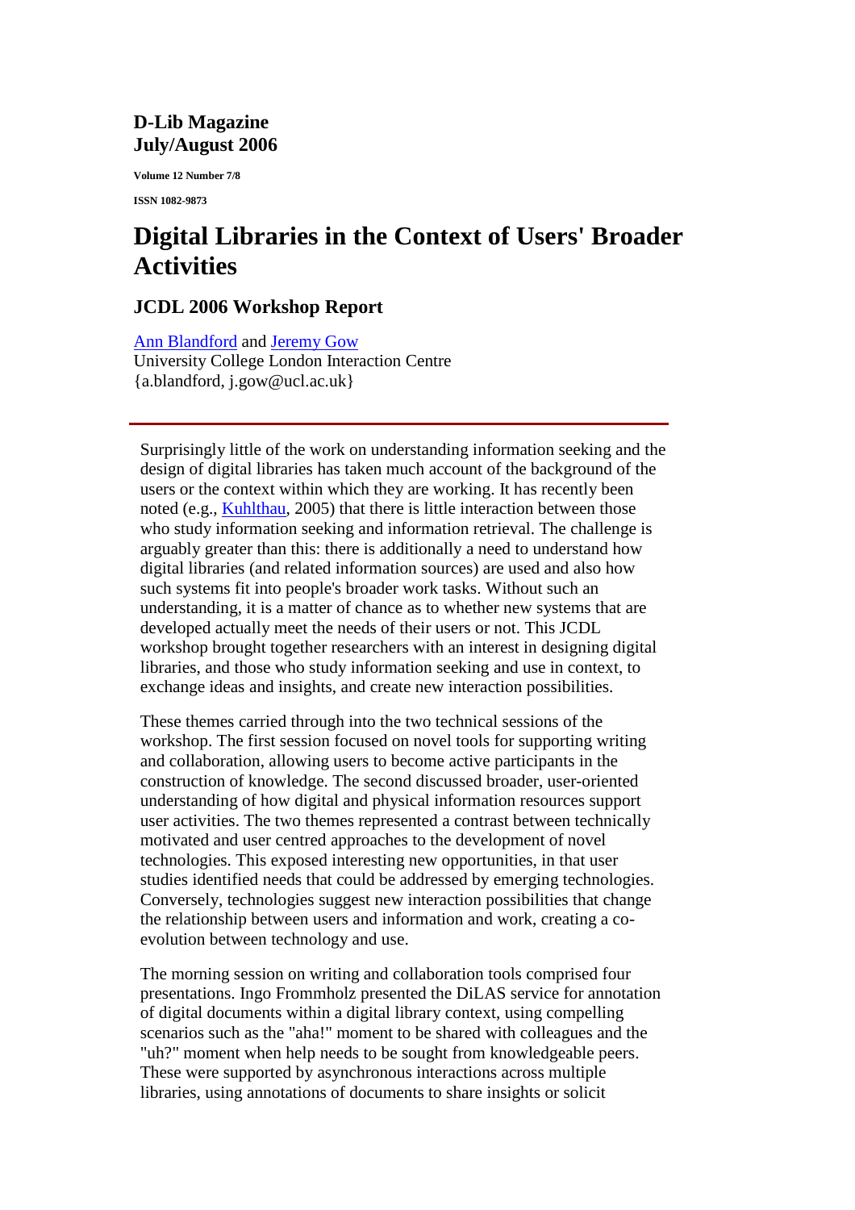**D-Lib Magazine**
**July/August 2006**

**Volume 12 Number 7/8**

**ISSN 1082-9873**

# Digital Libraries in the Context of Users' Broader Activities

## JCDL 2006 Workshop Report

Ann Blandford and Jeremy Gow
University College London Interaction Centre
{a.blandford, j.gow@ucl.ac.uk}

---

Surprisingly little of the work on understanding information seeking and the design of digital libraries has taken much account of the background of the users or the context within which they are working. It has recently been noted (e.g., Kuhlthau, 2005) that there is little interaction between those who study information seeking and information retrieval. The challenge is arguably greater than this: there is additionally a need to understand how digital libraries (and related information sources) are used and also how such systems fit into people's broader work tasks. Without such an understanding, it is a matter of chance as to whether new systems that are developed actually meet the needs of their users or not. This JCDL workshop brought together researchers with an interest in designing digital libraries, and those who study information seeking and use in context, to exchange ideas and insights, and create new interaction possibilities.

These themes carried through into the two technical sessions of the workshop. The first session focused on novel tools for supporting writing and collaboration, allowing users to become active participants in the construction of knowledge. The second discussed broader, user-oriented understanding of how digital and physical information resources support user activities. The two themes represented a contrast between technically motivated and user centred approaches to the development of novel technologies. This exposed interesting new opportunities, in that user studies identified needs that could be addressed by emerging technologies. Conversely, technologies suggest new interaction possibilities that change the relationship between users and information and work, creating a co-evolution between technology and use.

The morning session on writing and collaboration tools comprised four presentations. Ingo Frommholz presented the DiLAS service for annotation of digital documents within a digital library context, using compelling scenarios such as the "aha!" moment to be shared with colleagues and the "uh?" moment when help needs to be sought from knowledgeable peers. These were supported by asynchronous interactions across multiple libraries, using annotations of documents to share insights or solicit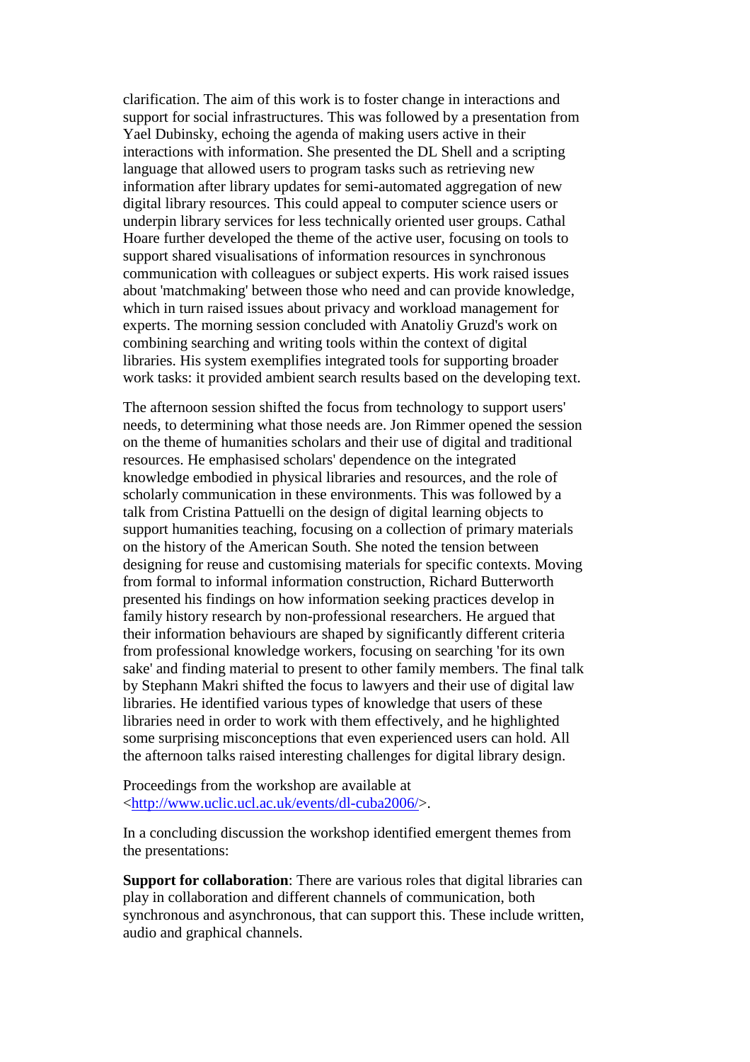clarification. The aim of this work is to foster change in interactions and support for social infrastructures. This was followed by a presentation from Yael Dubinsky, echoing the agenda of making users active in their interactions with information. She presented the DL Shell and a scripting language that allowed users to program tasks such as retrieving new information after library updates for semi-automated aggregation of new digital library resources. This could appeal to computer science users or underpin library services for less technically oriented user groups. Cathal Hoare further developed the theme of the active user, focusing on tools to support shared visualisations of information resources in synchronous communication with colleagues or subject experts. His work raised issues about 'matchmaking' between those who need and can provide knowledge, which in turn raised issues about privacy and workload management for experts. The morning session concluded with Anatoliy Gruzd's work on combining searching and writing tools within the context of digital libraries. His system exemplifies integrated tools for supporting broader work tasks: it provided ambient search results based on the developing text.

The afternoon session shifted the focus from technology to support users' needs, to determining what those needs are. Jon Rimmer opened the session on the theme of humanities scholars and their use of digital and traditional resources. He emphasised scholars' dependence on the integrated knowledge embodied in physical libraries and resources, and the role of scholarly communication in these environments. This was followed by a talk from Cristina Pattuelli on the design of digital learning objects to support humanities teaching, focusing on a collection of primary materials on the history of the American South. She noted the tension between designing for reuse and customising materials for specific contexts. Moving from formal to informal information construction, Richard Butterworth presented his findings on how information seeking practices develop in family history research by non-professional researchers. He argued that their information behaviours are shaped by significantly different criteria from professional knowledge workers, focusing on searching 'for its own sake' and finding material to present to other family members. The final talk by Stephann Makri shifted the focus to lawyers and their use of digital law libraries. He identified various types of knowledge that users of these libraries need in order to work with them effectively, and he highlighted some surprising misconceptions that even experienced users can hold. All the afternoon talks raised interesting challenges for digital library design.

Proceedings from the workshop are available at <http://www.uclic.ucl.ac.uk/events/dl-cuba2006/>.

In a concluding discussion the workshop identified emergent themes from the presentations:

**Support for collaboration**: There are various roles that digital libraries can play in collaboration and different channels of communication, both synchronous and asynchronous, that can support this. These include written, audio and graphical channels.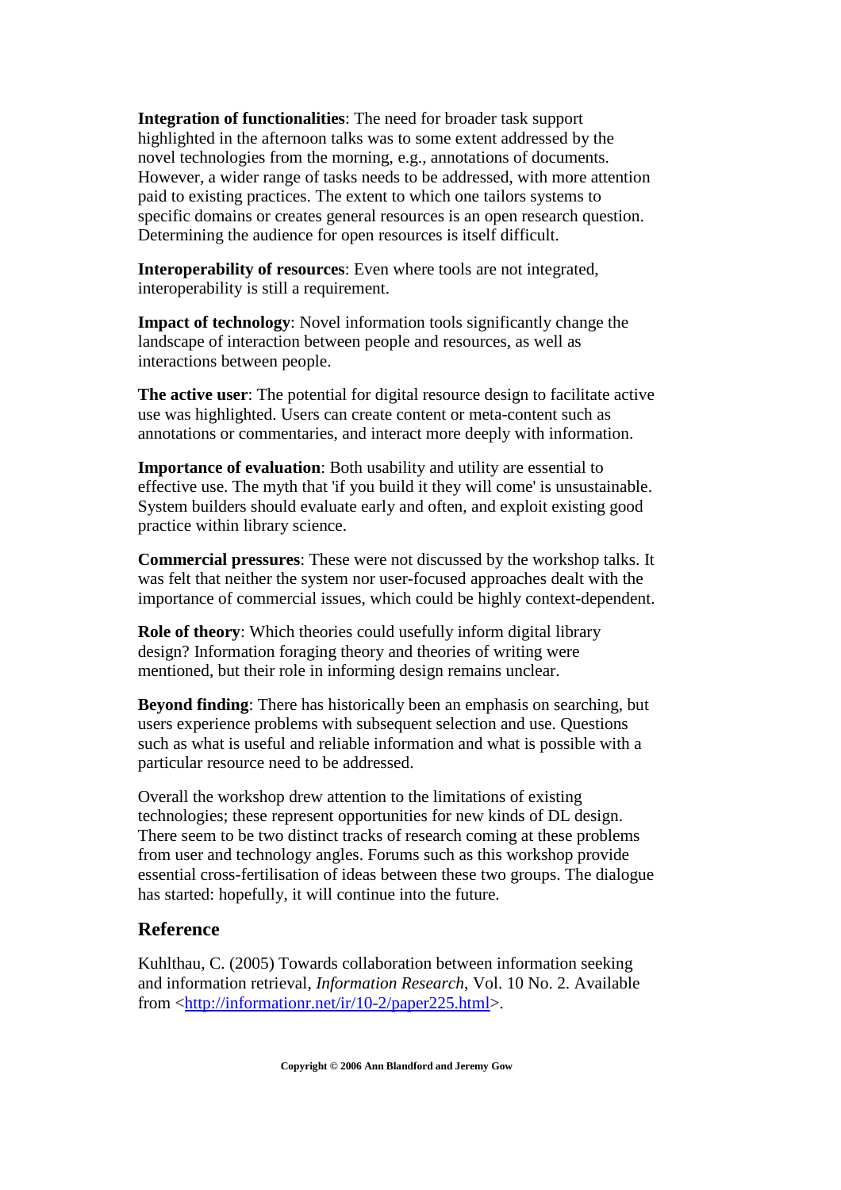**Integration of functionalities**: The need for broader task support highlighted in the afternoon talks was to some extent addressed by the novel technologies from the morning, e.g., annotations of documents. However, a wider range of tasks needs to be addressed, with more attention paid to existing practices. The extent to which one tailors systems to specific domains or creates general resources is an open research question. Determining the audience for open resources is itself difficult.

**Interoperability of resources**: Even where tools are not integrated, interoperability is still a requirement.

**Impact of technology**: Novel information tools significantly change the landscape of interaction between people and resources, as well as interactions between people.

**The active user**: The potential for digital resource design to facilitate active use was highlighted. Users can create content or meta-content such as annotations or commentaries, and interact more deeply with information.

**Importance of evaluation**: Both usability and utility are essential to effective use. The myth that 'if you build it they will come' is unsustainable. System builders should evaluate early and often, and exploit existing good practice within library science.

**Commercial pressures**: These were not discussed by the workshop talks. It was felt that neither the system nor user-focused approaches dealt with the importance of commercial issues, which could be highly context-dependent.

**Role of theory**: Which theories could usefully inform digital library design? Information foraging theory and theories of writing were mentioned, but their role in informing design remains unclear.

**Beyond finding**: There has historically been an emphasis on searching, but users experience problems with subsequent selection and use. Questions such as what is useful and reliable information and what is possible with a particular resource need to be addressed.

Overall the workshop drew attention to the limitations of existing technologies; these represent opportunities for new kinds of DL design. There seem to be two distinct tracks of research coming at these problems from user and technology angles. Forums such as this workshop provide essential cross-fertilisation of ideas between these two groups. The dialogue has started: hopefully, it will continue into the future.

## Reference

Kuhlthau, C. (2005) Towards collaboration between information seeking and information retrieval, *Information Research*, Vol. 10 No. 2. Available from <http://informationr.net/ir/10-2/paper225.html>.

**Copyright © 2006 Ann Blandford and Jeremy Gow**